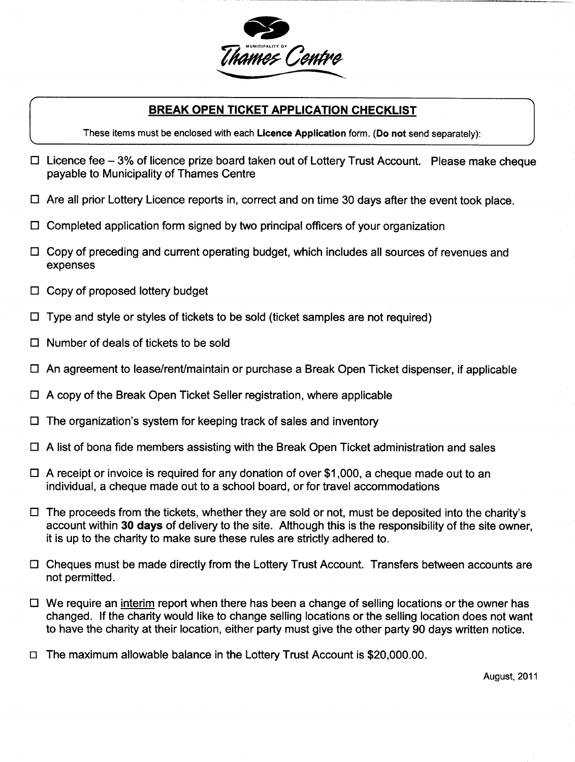MUNICIPALITY OF

Thames Centre

## BREAK OPEN TICKET APPLICATION CHECKLIST

These items must be enclosed with each **Licence Application** form. (**Do not** send separately):

- ☐ Licence fee – 3% of licence prize board taken out of Lottery Trust Account. Please make cheque payable to Municipality of Thames Centre
- ☐ Are all prior Lottery Licence reports in, correct and on time 30 days after the event took place.
- ☐ Completed application form signed by two principal officers of your organization
- ☐ Copy of preceding and current operating budget, which includes all sources of revenues and expenses
- ☐ Copy of proposed lottery budget
- ☐ Type and style or styles of tickets to be sold (ticket samples are not required)
- ☐ Number of deals of tickets to be sold
- ☐ An agreement to lease/rent/maintain or purchase a Break Open Ticket dispenser, if applicable
- ☐ A copy of the Break Open Ticket Seller registration, where applicable
- ☐ The organization's system for keeping track of sales and inventory
- ☐ A list of bona fide members assisting with the Break Open Ticket administration and sales
- ☐ A receipt or invoice is required for any donation of over $1,000, a cheque made out to an individual, a cheque made out to a school board, or for travel accommodations
- ☐ The proceeds from the tickets, whether they are sold or not, must be deposited into the charity's account within **30 days** of delivery to the site. Although this is the responsibility of the site owner, it is up to the charity to make sure these rules are strictly adhered to.
- ☐ Cheques must be made directly from the Lottery Trust Account. Transfers between accounts are not permitted.
- ☐ We require an interim report when there has been a change of selling locations or the owner has changed. If the charity would like to change selling locations or the selling location does not want to have the charity at their location, either party must give the other party 90 days written notice.
- ☐ The maximum allowable balance in the Lottery Trust Account is $20,000.00.

August, 2011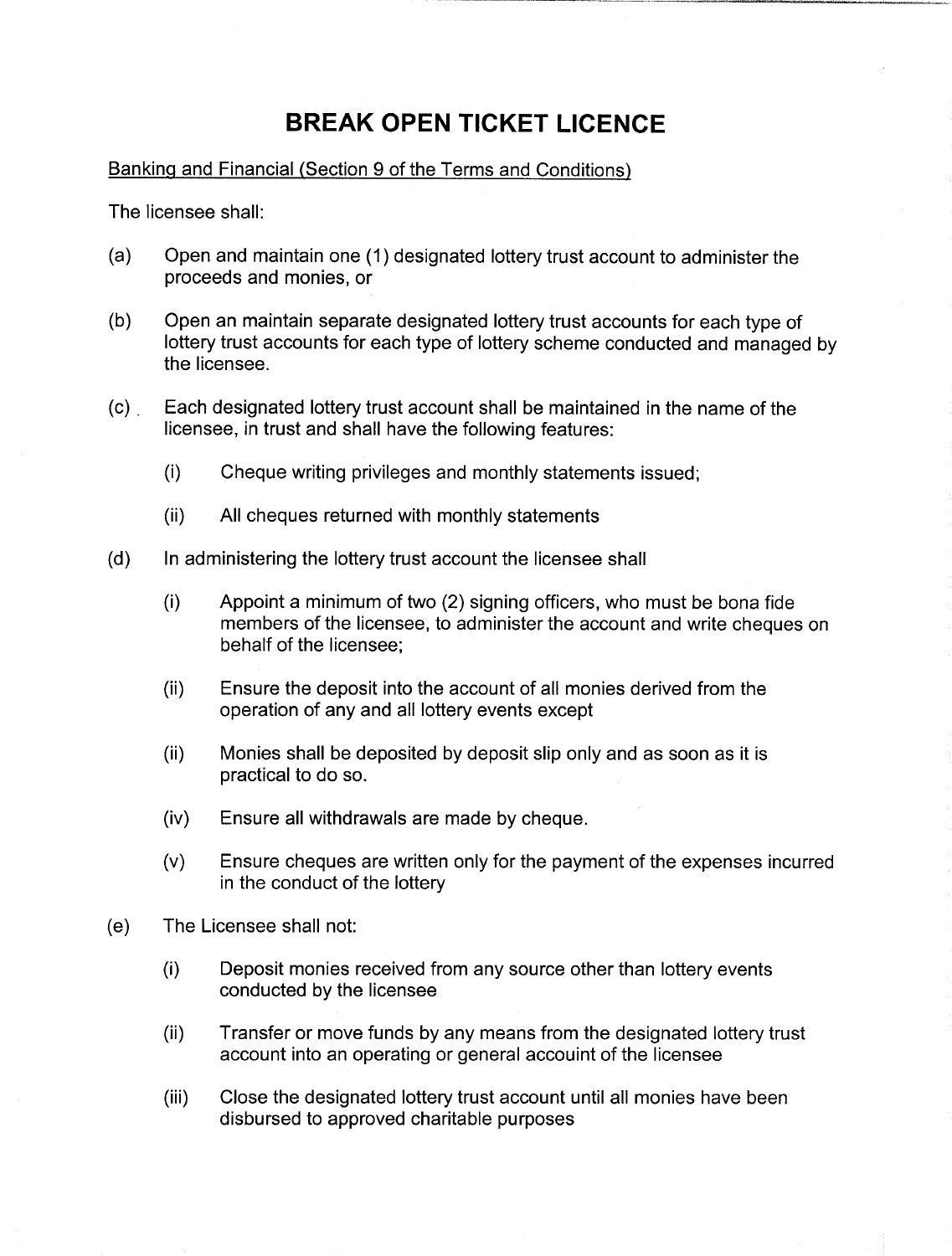# BREAK OPEN TICKET LICENCE

Banking and Financial (Section 9 of the Terms and Conditions)

The licensee shall:

(a) Open and maintain one (1) designated lottery trust account to administer the proceeds and monies, or

(b) Open an maintain separate designated lottery trust accounts for each type of lottery trust accounts for each type of lottery scheme conducted and managed by the licensee.

(c) Each designated lottery trust account shall be maintained in the name of the licensee, in trust and shall have the following features:

   (i) Cheque writing privileges and monthly statements issued;

   (ii) All cheques returned with monthly statements

(d) In administering the lottery trust account the licensee shall

   (i) Appoint a minimum of two (2) signing officers, who must be bona fide members of the licensee, to administer the account and write cheques on behalf of the licensee;

   (ii) Ensure the deposit into the account of all monies derived from the operation of any and all lottery events except

   (ii) Monies shall be deposited by deposit slip only and as soon as it is practical to do so.

   (iv) Ensure all withdrawals are made by cheque.

   (v) Ensure cheques are written only for the payment of the expenses incurred in the conduct of the lottery

(e) The Licensee shall not:

   (i) Deposit monies received from any source other than lottery events conducted by the licensee

   (ii) Transfer or move funds by any means from the designated lottery trust account into an operating or general accouint of the licensee

   (iii) Close the designated lottery trust account until all monies have been disbursed to approved charitable purposes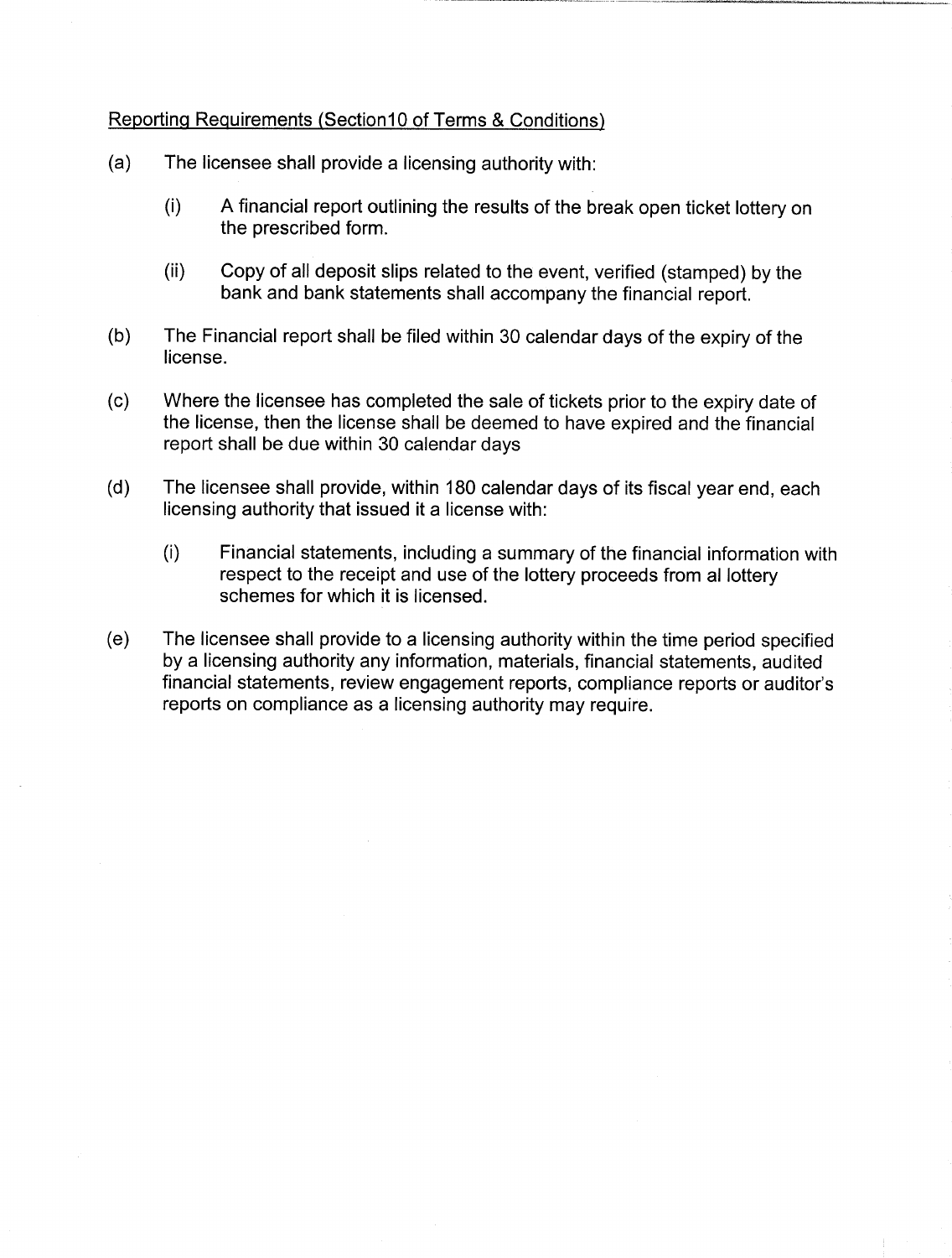Reporting Requirements (Section10 of Terms & Conditions)

(a) The licensee shall provide a licensing authority with:

  (i) A financial report outlining the results of the break open ticket lottery on the prescribed form.

  (ii) Copy of all deposit slips related to the event, verified (stamped) by the bank and bank statements shall accompany the financial report.

(b) The Financial report shall be filed within 30 calendar days of the expiry of the license.

(c) Where the licensee has completed the sale of tickets prior to the expiry date of the license, then the license shall be deemed to have expired and the financial report shall be due within 30 calendar days

(d) The licensee shall provide, within 180 calendar days of its fiscal year end, each licensing authority that issued it a license with:

  (i) Financial statements, including a summary of the financial information with respect to the receipt and use of the lottery proceeds from al lottery schemes for which it is licensed.

(e) The licensee shall provide to a licensing authority within the time period specified by a licensing authority any information, materials, financial statements, audited financial statements, review engagement reports, compliance reports or auditor's reports on compliance as a licensing authority may require.